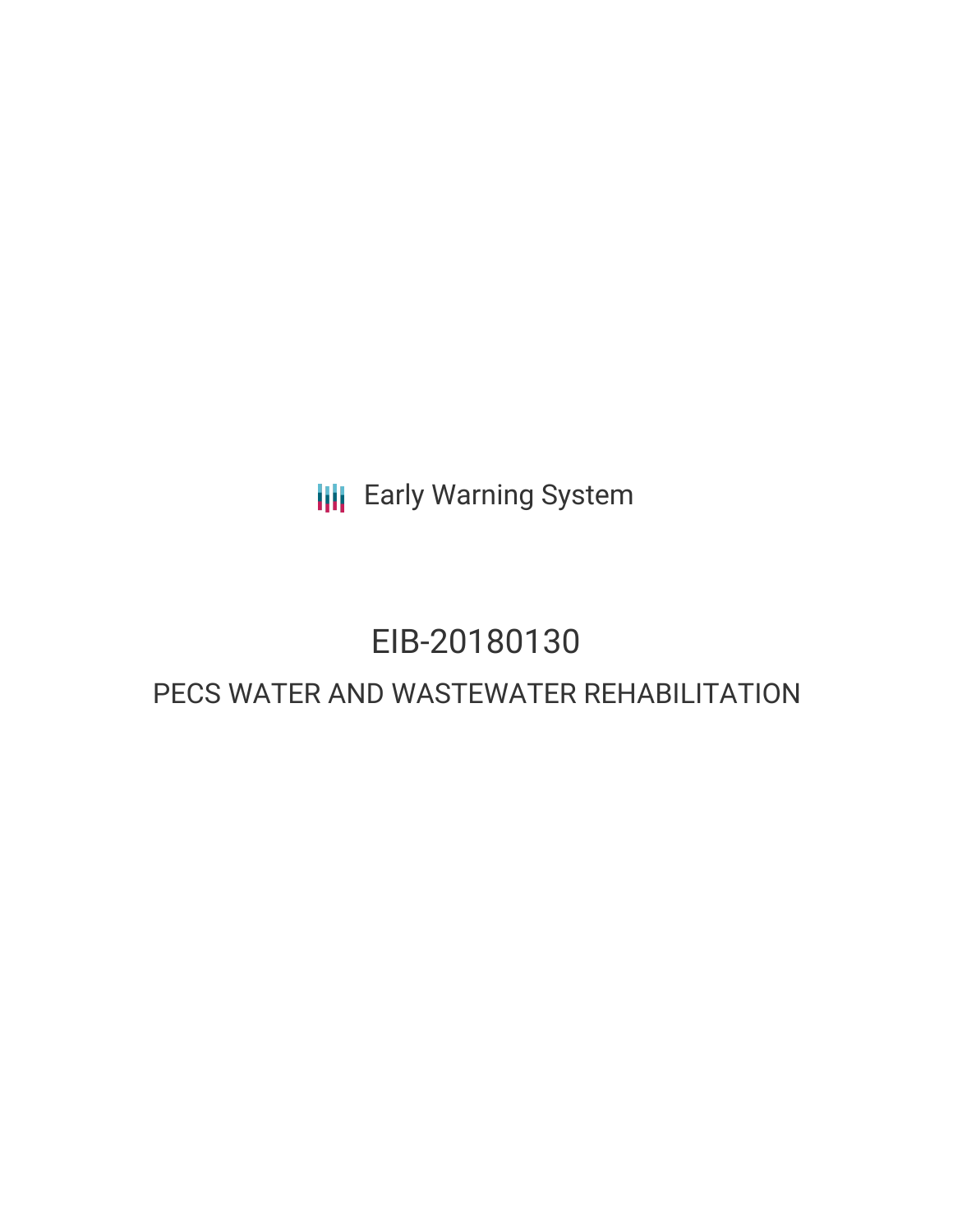Early Warning System

# EIB-20180130

## PECS WATER AND WASTEWATER REHABILITATION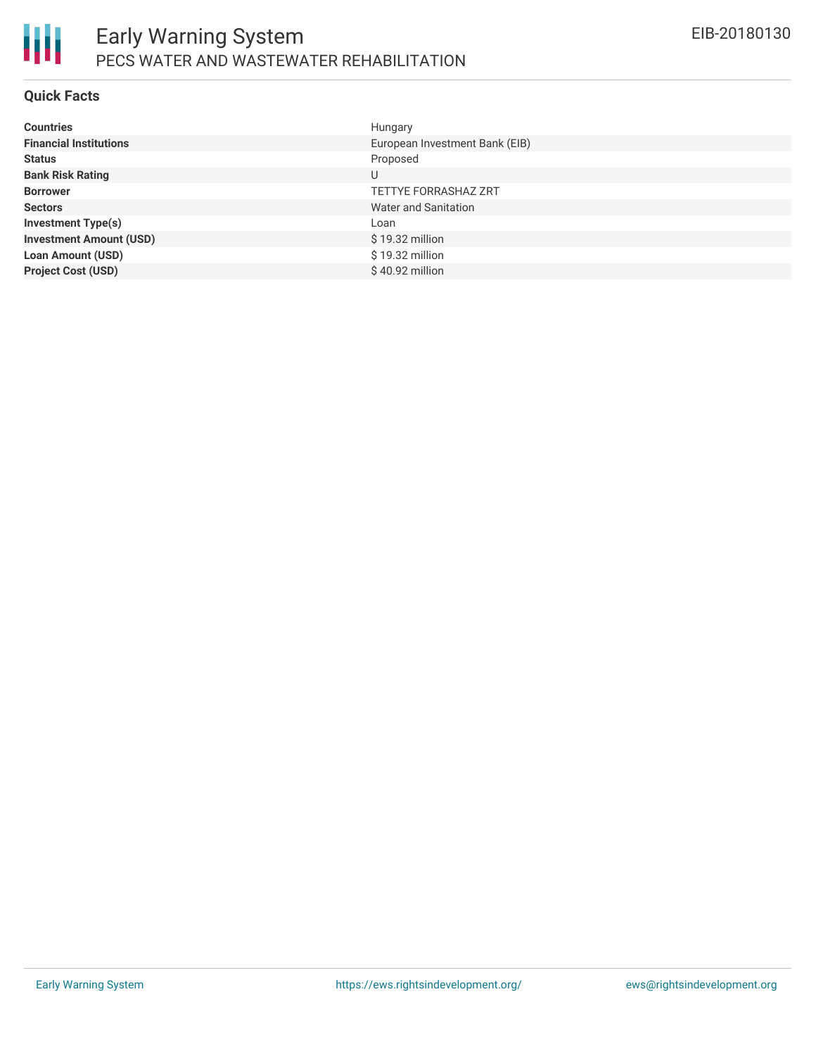# Early Warning System

## PECS WATER AND WASTEWATER REHABILITATION

EIB-20180130

### Quick Facts

| | |
|---|---|
| **Countries** | Hungary |
| **Financial Institutions** | European Investment Bank (EIB) |
| **Status** | Proposed |
| **Bank Risk Rating** | U |
| **Borrower** | TETTYE FORRASHAZ ZRT |
| **Sectors** | Water and Sanitation |
| **Investment Type(s)** | Loan |
| **Investment Amount (USD)** | $ 19.32 million |
| **Loan Amount (USD)** | $ 19.32 million |
| **Project Cost (USD)** | $ 40.92 million |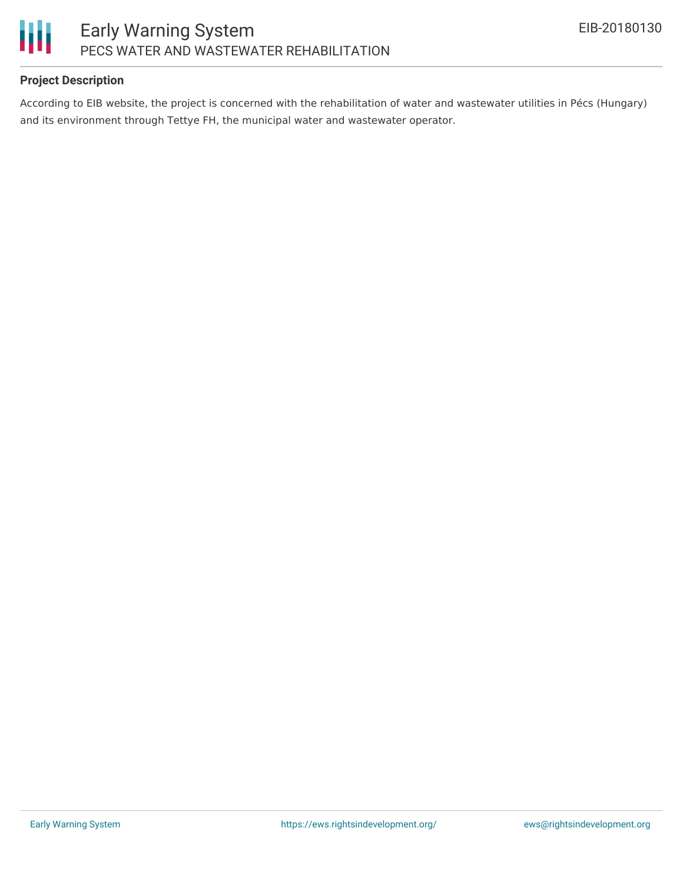## Project Description

According to EIB website, the project is concerned with the rehabilitation of water and wastewater utilities in Pécs (Hungary) and its environment through Tettye FH, the municipal water and wastewater operator.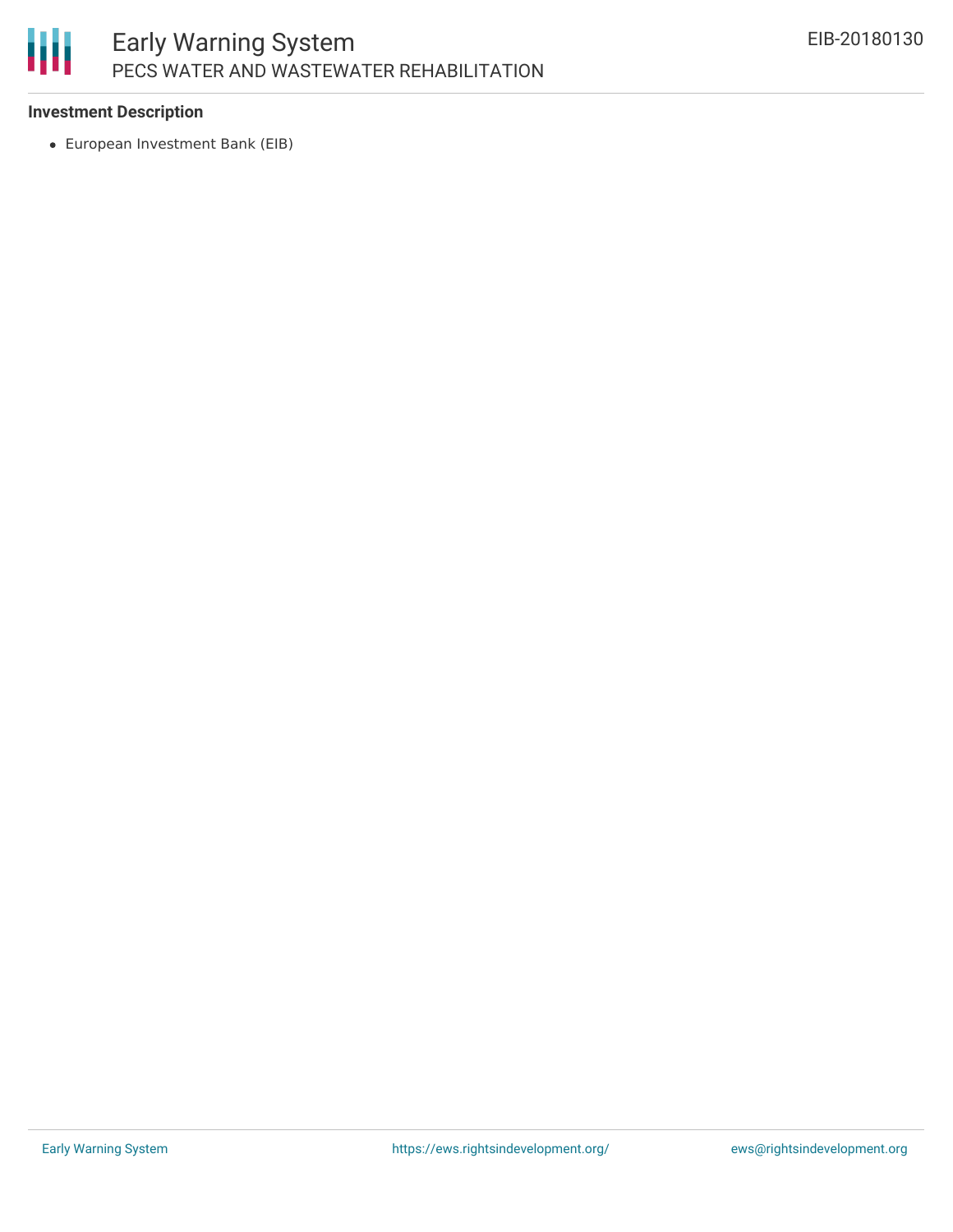### Investment Description

- European Investment Bank (EIB)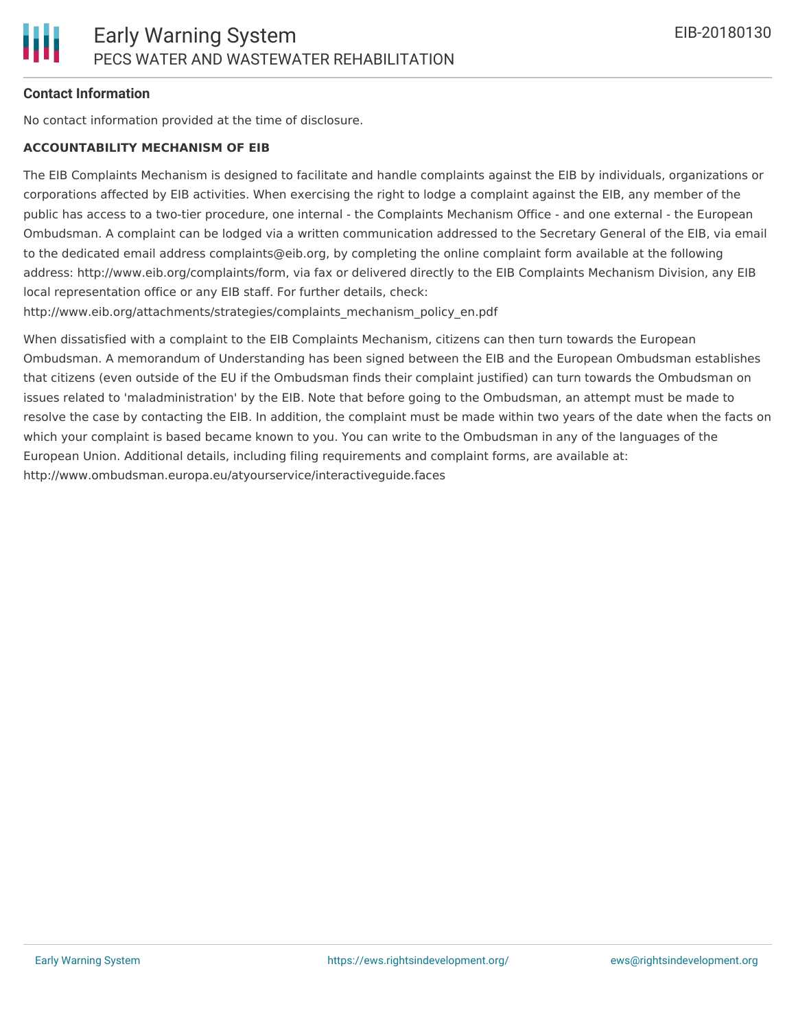### Contact Information

No contact information provided at the time of disclosure.

**ACCOUNTABILITY MECHANISM OF EIB**

The EIB Complaints Mechanism is designed to facilitate and handle complaints against the EIB by individuals, organizations or corporations affected by EIB activities. When exercising the right to lodge a complaint against the EIB, any member of the public has access to a two-tier procedure, one internal - the Complaints Mechanism Office - and one external - the European Ombudsman. A complaint can be lodged via a written communication addressed to the Secretary General of the EIB, via email to the dedicated email address complaints@eib.org, by completing the online complaint form available at the following address: http://www.eib.org/complaints/form, via fax or delivered directly to the EIB Complaints Mechanism Division, any EIB local representation office or any EIB staff. For further details, check: http://www.eib.org/attachments/strategies/complaints_mechanism_policy_en.pdf

When dissatisfied with a complaint to the EIB Complaints Mechanism, citizens can then turn towards the European Ombudsman. A memorandum of Understanding has been signed between the EIB and the European Ombudsman establishes that citizens (even outside of the EU if the Ombudsman finds their complaint justified) can turn towards the Ombudsman on issues related to 'maladministration' by the EIB. Note that before going to the Ombudsman, an attempt must be made to resolve the case by contacting the EIB. In addition, the complaint must be made within two years of the date when the facts on which your complaint is based became known to you. You can write to the Ombudsman in any of the languages of the European Union. Additional details, including filing requirements and complaint forms, are available at: http://www.ombudsman.europa.eu/atyourservice/interactiveguide.faces